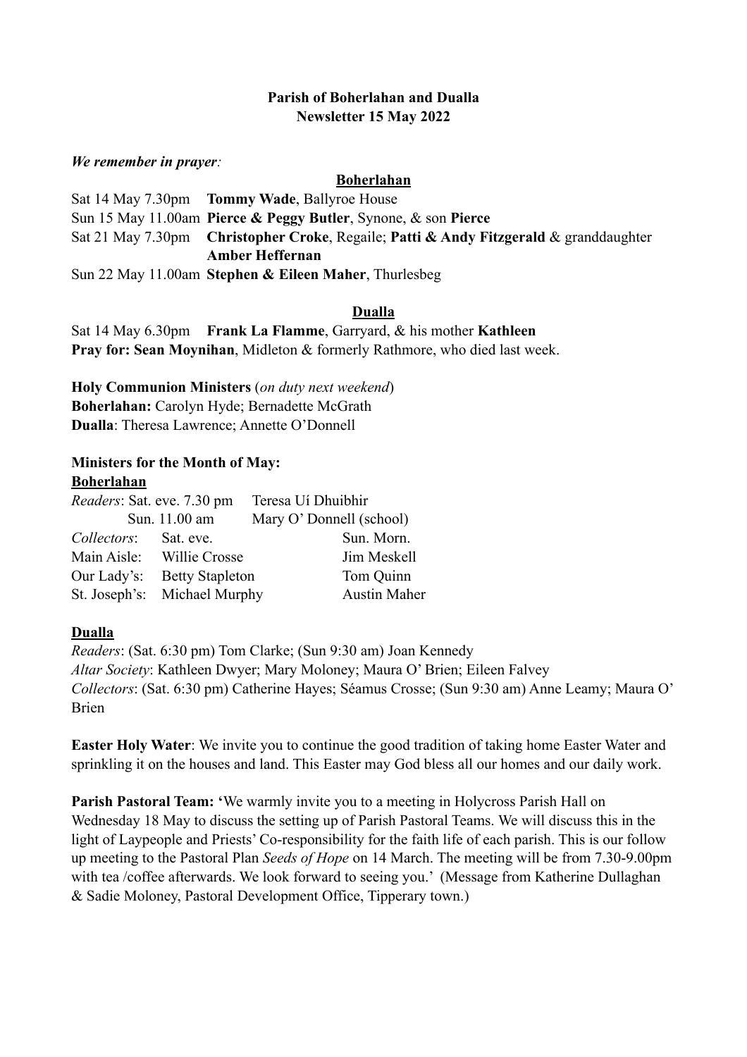**Parish of Boherlahan and Dualla**
**Newsletter 15 May 2022**

***We remember in prayer:***

**Boherlahan**

Sat 14 May 7.30pm **Tommy Wade**, Ballyroe House
Sun 15 May 11.00am **Pierce & Peggy Butler**, Synone, & son **Pierce**
Sat 21 May 7.30pm **Christopher Croke**, Regaile; **Patti & Andy Fitzgerald** & granddaughter **Amber Heffernan**
Sun 22 May 11.00am **Stephen & Eileen Maher**, Thurlesbeg

**Dualla**

Sat 14 May 6.30pm **Frank La Flamme**, Garryard, & his mother **Kathleen**
**Pray for: Sean Moynihan**, Midleton & formerly Rathmore, who died last week.

**Holy Communion Ministers** (*on duty next weekend*)
**Boherlahan:** Carolyn Hyde; Bernadette McGrath
**Dualla**: Theresa Lawrence; Annette O'Donnell

**Ministers for the Month of May:**
**Boherlahan**

*Readers*: Sat. eve. 7.30 pm Teresa Uí Dhuibhir
Sun. 11.00 am Mary O' Donnell (school)

| *Collectors*: | Sat. eve. | Sun. Morn. |
|---|---|---|
| Main Aisle: | Willie Crosse | Jim Meskell |
| Our Lady's: | Betty Stapleton | Tom Quinn |
| St. Joseph's: | Michael Murphy | Austin Maher |

**Dualla**

*Readers*: (Sat. 6:30 pm) Tom Clarke; (Sun 9:30 am) Joan Kennedy
*Altar Society*: Kathleen Dwyer; Mary Moloney; Maura O' Brien; Eileen Falvey
*Collectors*: (Sat. 6:30 pm) Catherine Hayes; Séamus Crosse; (Sun 9:30 am) Anne Leamy; Maura O' Brien

**Easter Holy Water**: We invite you to continue the good tradition of taking home Easter Water and sprinkling it on the houses and land. This Easter may God bless all our homes and our daily work.

**Parish Pastoral Team: '**We warmly invite you to a meeting in Holycross Parish Hall on Wednesday 18 May to discuss the setting up of Parish Pastoral Teams. We will discuss this in the light of Laypeople and Priests' Co-responsibility for the faith life of each parish. This is our follow up meeting to the Pastoral Plan *Seeds of Hope* on 14 March. The meeting will be from 7.30-9.00pm with tea /coffee afterwards. We look forward to seeing you.' (Message from Katherine Dullaghan & Sadie Moloney, Pastoral Development Office, Tipperary town.)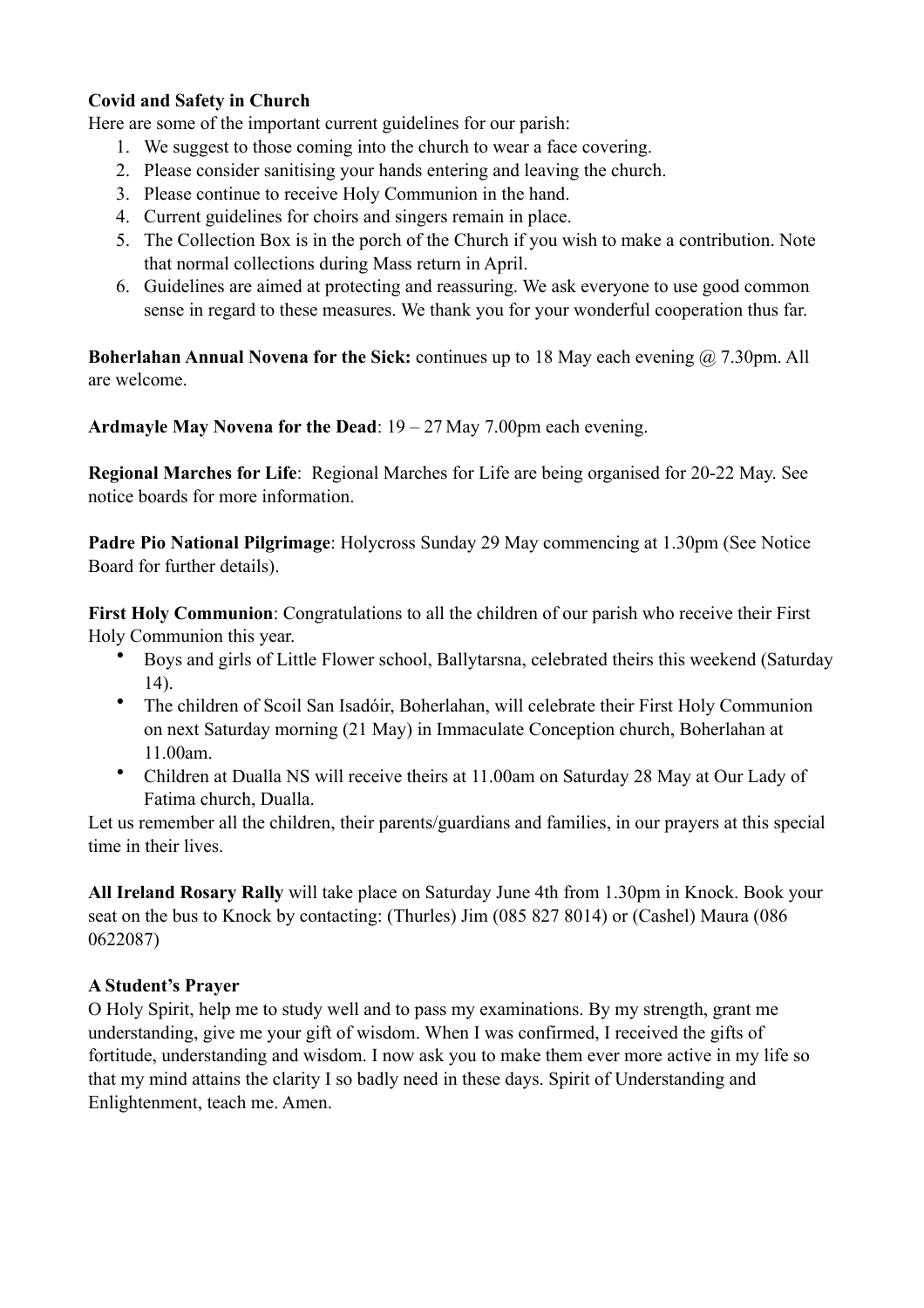**Covid and Safety in Church**

Here are some of the important current guidelines for our parish:

1. We suggest to those coming into the church to wear a face covering.
2. Please consider sanitising your hands entering and leaving the church.
3. Please continue to receive Holy Communion in the hand.
4. Current guidelines for choirs and singers remain in place.
5. The Collection Box is in the porch of the Church if you wish to make a contribution. Note that normal collections during Mass return in April.
6. Guidelines are aimed at protecting and reassuring. We ask everyone to use good common sense in regard to these measures. We thank you for your wonderful cooperation thus far.

**Boherlahan Annual Novena for the Sick:** continues up to 18 May each evening @ 7.30pm. All are welcome.

**Ardmayle May Novena for the Dead**: 19 – 27 May 7.00pm each evening.

**Regional Marches for Life**: Regional Marches for Life are being organised for 20-22 May. See notice boards for more information.

**Padre Pio National Pilgrimage**: Holycross Sunday 29 May commencing at 1.30pm (See Notice Board for further details).

**First Holy Communion**: Congratulations to all the children of our parish who receive their First Holy Communion this year.

- Boys and girls of Little Flower school, Ballytarsna, celebrated theirs this weekend (Saturday 14).
- The children of Scoil San Isadóir, Boherlahan, will celebrate their First Holy Communion on next Saturday morning (21 May) in Immaculate Conception church, Boherlahan at 11.00am.
- Children at Dualla NS will receive theirs at 11.00am on Saturday 28 May at Our Lady of Fatima church, Dualla.

Let us remember all the children, their parents/guardians and families, in our prayers at this special time in their lives.

**All Ireland Rosary Rally** will take place on Saturday June 4th from 1.30pm in Knock. Book your seat on the bus to Knock by contacting: (Thurles) Jim (085 827 8014) or (Cashel) Maura (086 0622087)

**A Student's Prayer**

O Holy Spirit, help me to study well and to pass my examinations. By my strength, grant me understanding, give me your gift of wisdom. When I was confirmed, I received the gifts of fortitude, understanding and wisdom. I now ask you to make them ever more active in my life so that my mind attains the clarity I so badly need in these days. Spirit of Understanding and Enlightenment, teach me. Amen.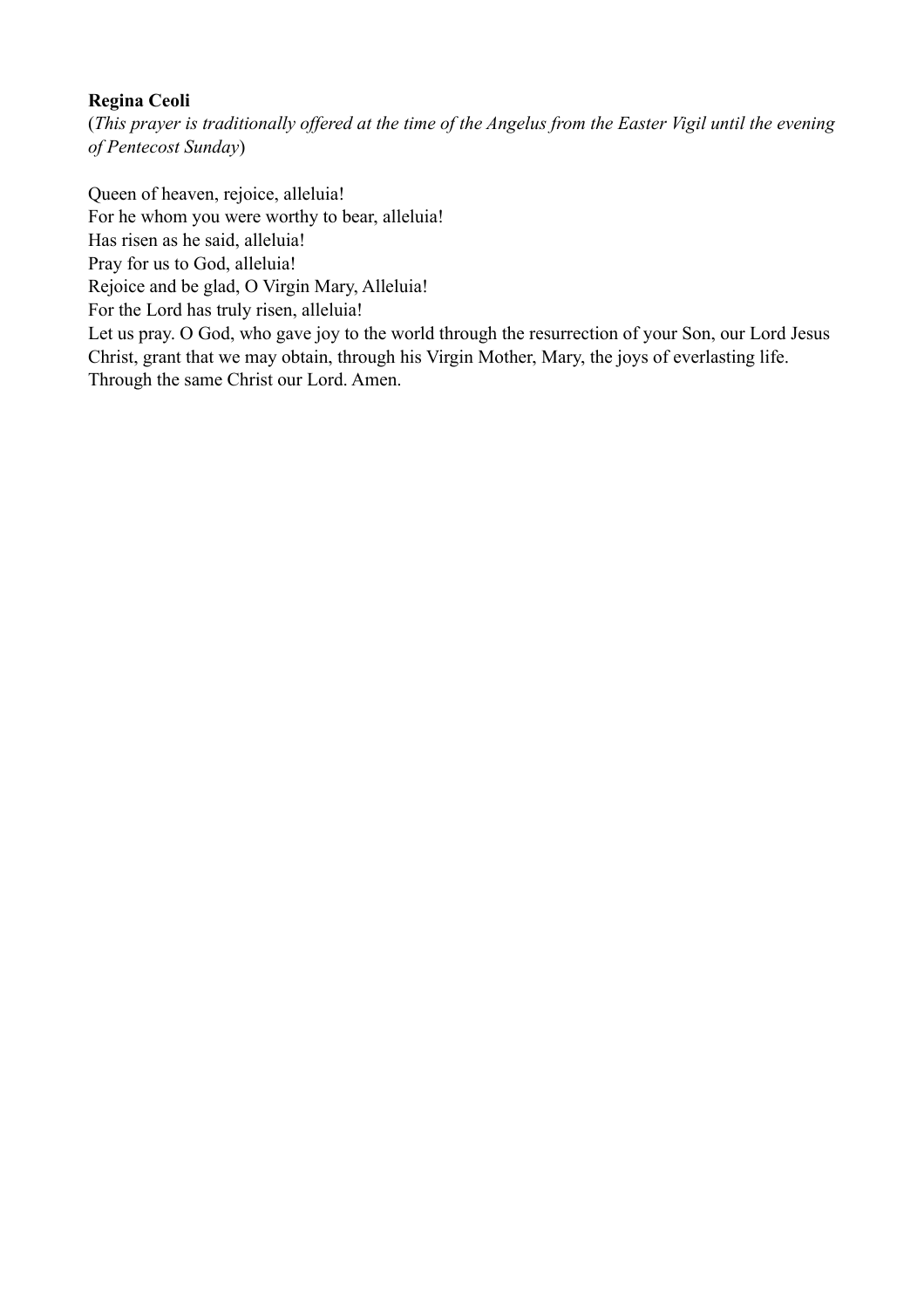**Regina Ceoli**

(*This prayer is traditionally offered at the time of the Angelus from the Easter Vigil until the evening of Pentecost Sunday*)

Queen of heaven, rejoice, alleluia!
For he whom you were worthy to bear, alleluia!
Has risen as he said, alleluia!
Pray for us to God, alleluia!
Rejoice and be glad, O Virgin Mary, Alleluia!
For the Lord has truly risen, alleluia!
Let us pray. O God, who gave joy to the world through the resurrection of your Son, our Lord Jesus Christ, grant that we may obtain, through his Virgin Mother, Mary, the joys of everlasting life. Through the same Christ our Lord. Amen.